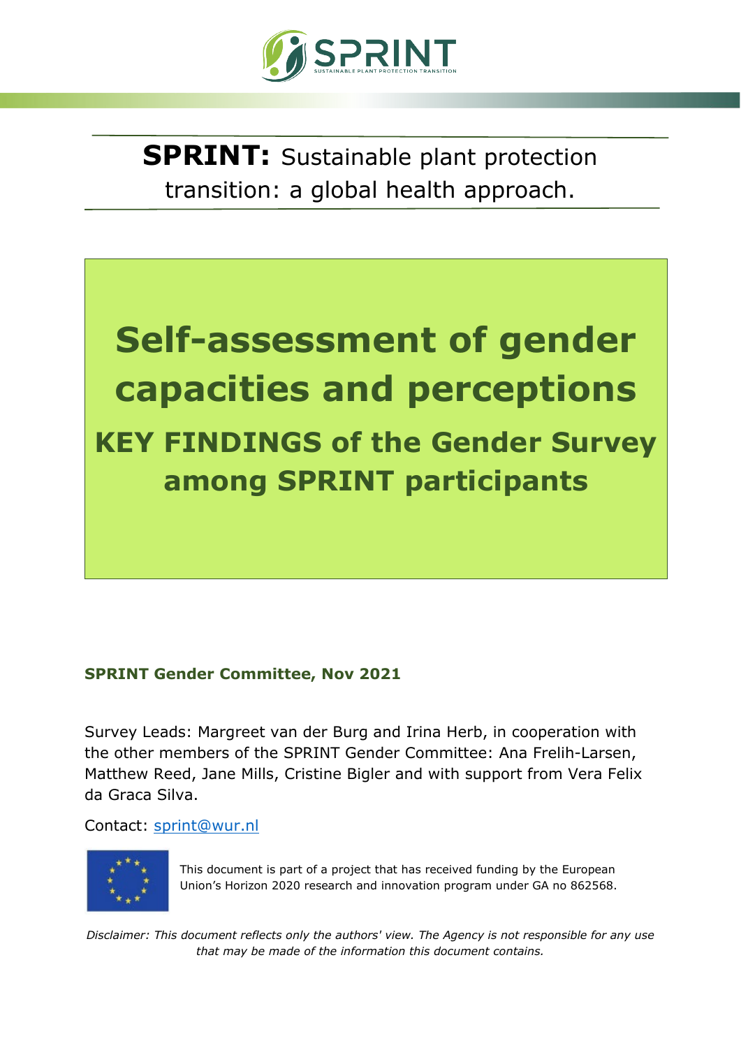**SPRINT:** Sustainable plant protection transition: a global health approach.

# Self-assessment of gender capacities and perceptions

## KEY FINDINGS of the Gender Survey among SPRINT participants

**SPRINT Gender Committee, Nov 2021**

Survey Leads: Margreet van der Burg and Irina Herb, in cooperation with the other members of the SPRINT Gender Committee: Ana Frelih-Larsen, Matthew Reed, Jane Mills, Cristine Bigler and with support from Vera Felix da Graca Silva.

Contact: sprint@wur.nl

This document is part of a project that has received funding by the European Union's Horizon 2020 research and innovation program under GA no 862568.

*Disclaimer: This document reflects only the authors' view. The Agency is not responsible for any use that may be made of the information this document contains.*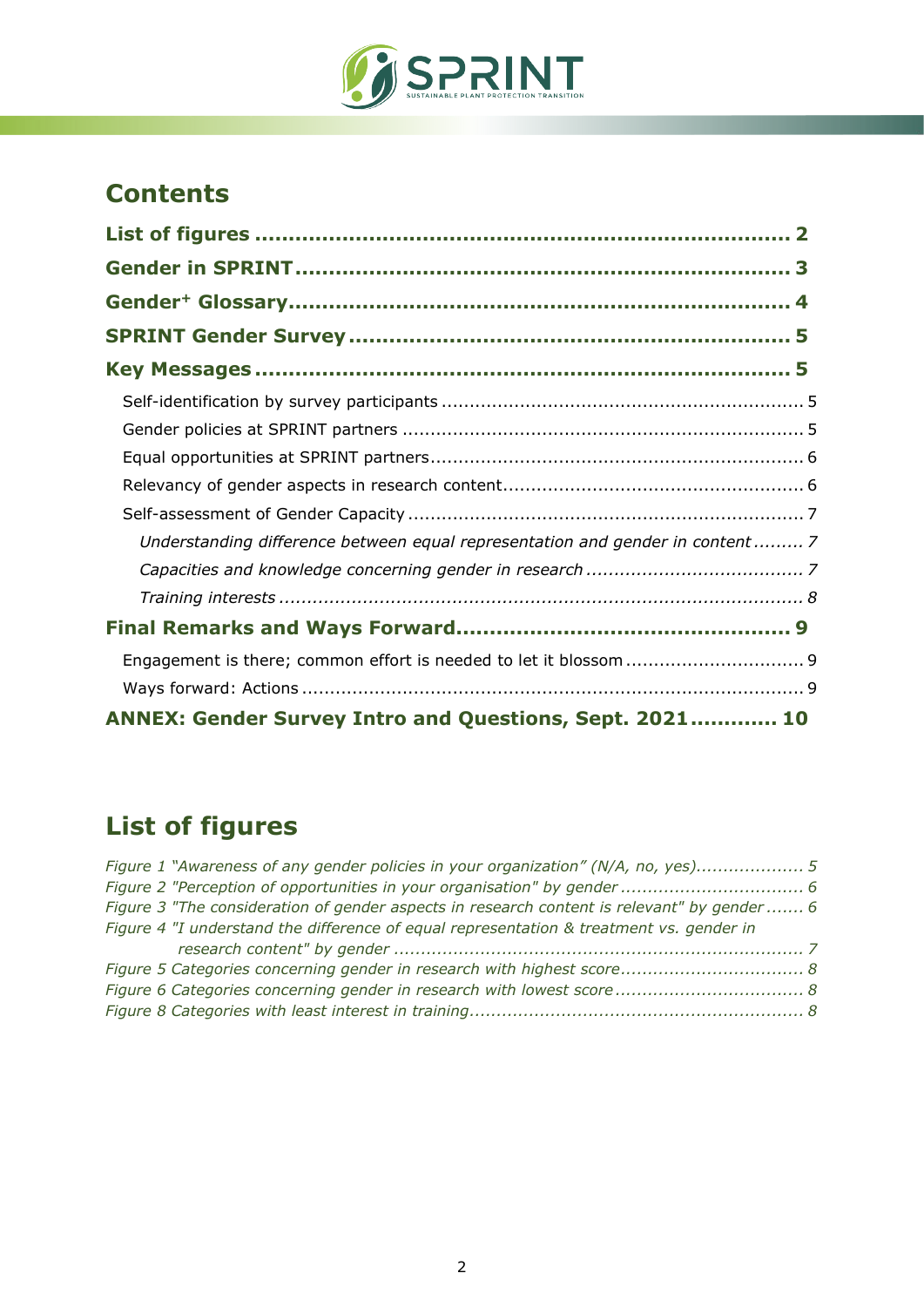# Contents

**List of figures** .................................................................................. **2**

**Gender in SPRINT** .................................................................................. **3**

**Gender+ Glossary** .................................................................................. **4**

**SPRINT Gender Survey** .................................................................................. **5**

**Key Messages** .................................................................................. **5**

- Self-identification by survey participants .................................................................................. 5
- Gender policies at SPRINT partners .................................................................................. 5
- Equal opportunities at SPRINT partners .................................................................................. 6
- Relevancy of gender aspects in research content .................................................................................. 6
- Self-assessment of Gender Capacity .................................................................................. 7
  - *Understanding difference between equal representation and gender in content* ......... *7*
  - *Capacities and knowledge concerning gender in research* .................................................................................. *7*
  - *Training interests* .................................................................................. *8*

**Final Remarks and Ways Forward** .................................................................................. **9**

- Engagement is there; common effort is needed to let it blossom .................................................................................. 9
- Ways forward: Actions .................................................................................. 9

**ANNEX: Gender Survey Intro and Questions, Sept. 2021** ............ **10**

# List of figures

*Figure 1 "Awareness of any gender policies in your organization" (N/A, no, yes)*.................... *5*

*Figure 2 "Perception of opportunities in your organisation" by gender* .................................. *6*

*Figure 3 "The consideration of gender aspects in research content is relevant" by gender* ....... *6*

*Figure 4 "I understand the difference of equal representation & treatment vs. gender in research content" by gender* .................................................................................. *7*

*Figure 5 Categories concerning gender in research with highest score* .................................. *8*

*Figure 6 Categories concerning gender in research with lowest score* .................................. *8*

*Figure 8 Categories with least interest in training*.................................................................................. *8*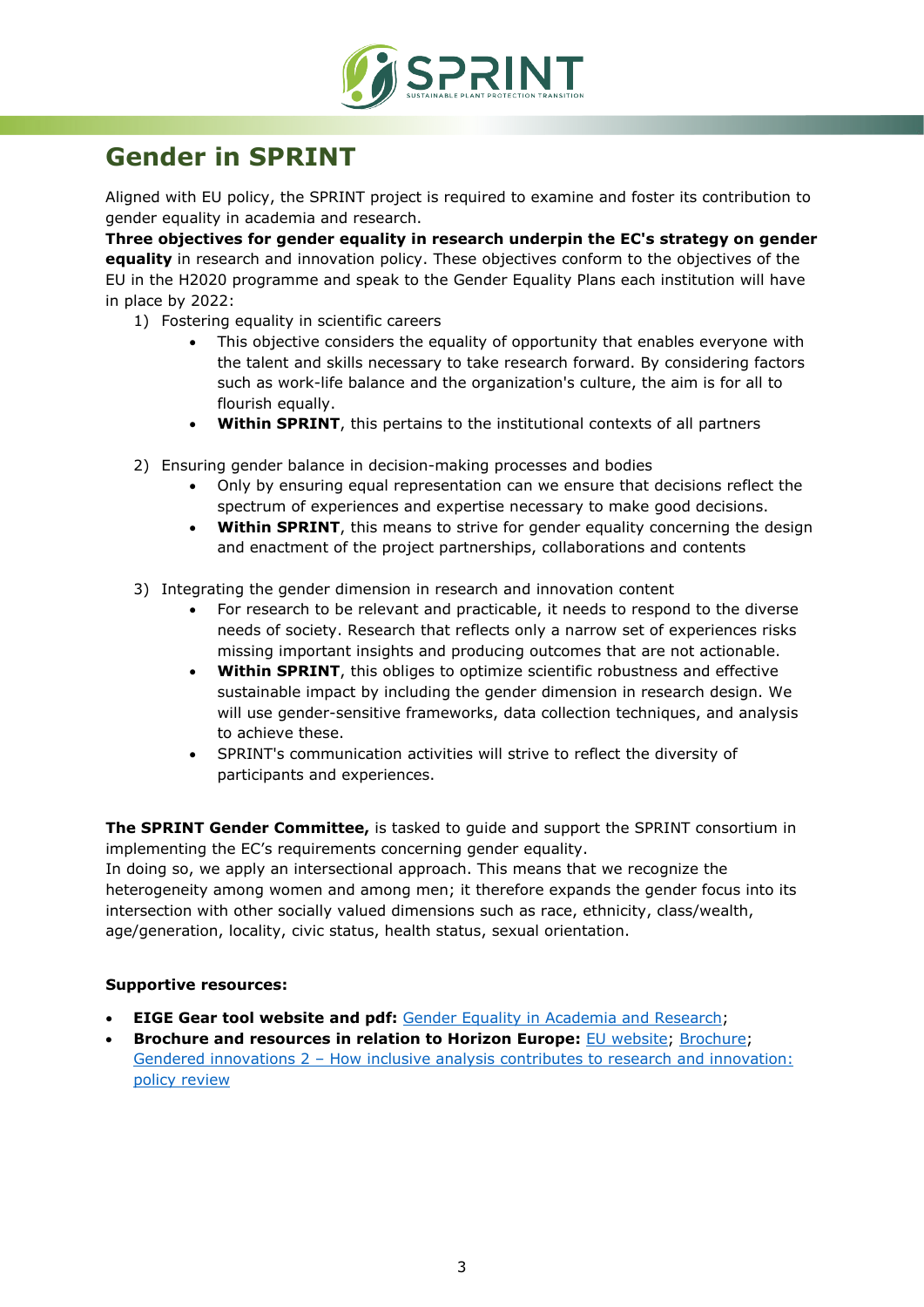# Gender in SPRINT

Aligned with EU policy, the SPRINT project is required to examine and foster its contribution to gender equality in academia and research.

**Three objectives for gender equality in research underpin the EC's strategy on gender equality** in research and innovation policy. These objectives conform to the objectives of the EU in the H2020 programme and speak to the Gender Equality Plans each institution will have in place by 2022:

1) Fostering equality in scientific careers
    - This objective considers the equality of opportunity that enables everyone with the talent and skills necessary to take research forward. By considering factors such as work-life balance and the organization's culture, the aim is for all to flourish equally.
    - **Within SPRINT**, this pertains to the institutional contexts of all partners

2) Ensuring gender balance in decision-making processes and bodies
    - Only by ensuring equal representation can we ensure that decisions reflect the spectrum of experiences and expertise necessary to make good decisions.
    - **Within SPRINT**, this means to strive for gender equality concerning the design and enactment of the project partnerships, collaborations and contents

3) Integrating the gender dimension in research and innovation content
    - For research to be relevant and practicable, it needs to respond to the diverse needs of society. Research that reflects only a narrow set of experiences risks missing important insights and producing outcomes that are not actionable.
    - **Within SPRINT**, this obliges to optimize scientific robustness and effective sustainable impact by including the gender dimension in research design. We will use gender-sensitive frameworks, data collection techniques, and analysis to achieve these.
    - SPRINT's communication activities will strive to reflect the diversity of participants and experiences.

**The SPRINT Gender Committee,** is tasked to guide and support the SPRINT consortium in implementing the EC's requirements concerning gender equality.

In doing so, we apply an intersectional approach. This means that we recognize the heterogeneity among women and among men; it therefore expands the gender focus into its intersection with other socially valued dimensions such as race, ethnicity, class/wealth, age/generation, locality, civic status, health status, sexual orientation.

**Supportive resources:**

- **EIGE Gear tool website and pdf:** Gender Equality in Academia and Research;
- **Brochure and resources in relation to Horizon Europe:** EU website; Brochure; Gendered innovations 2 – How inclusive analysis contributes to research and innovation: policy review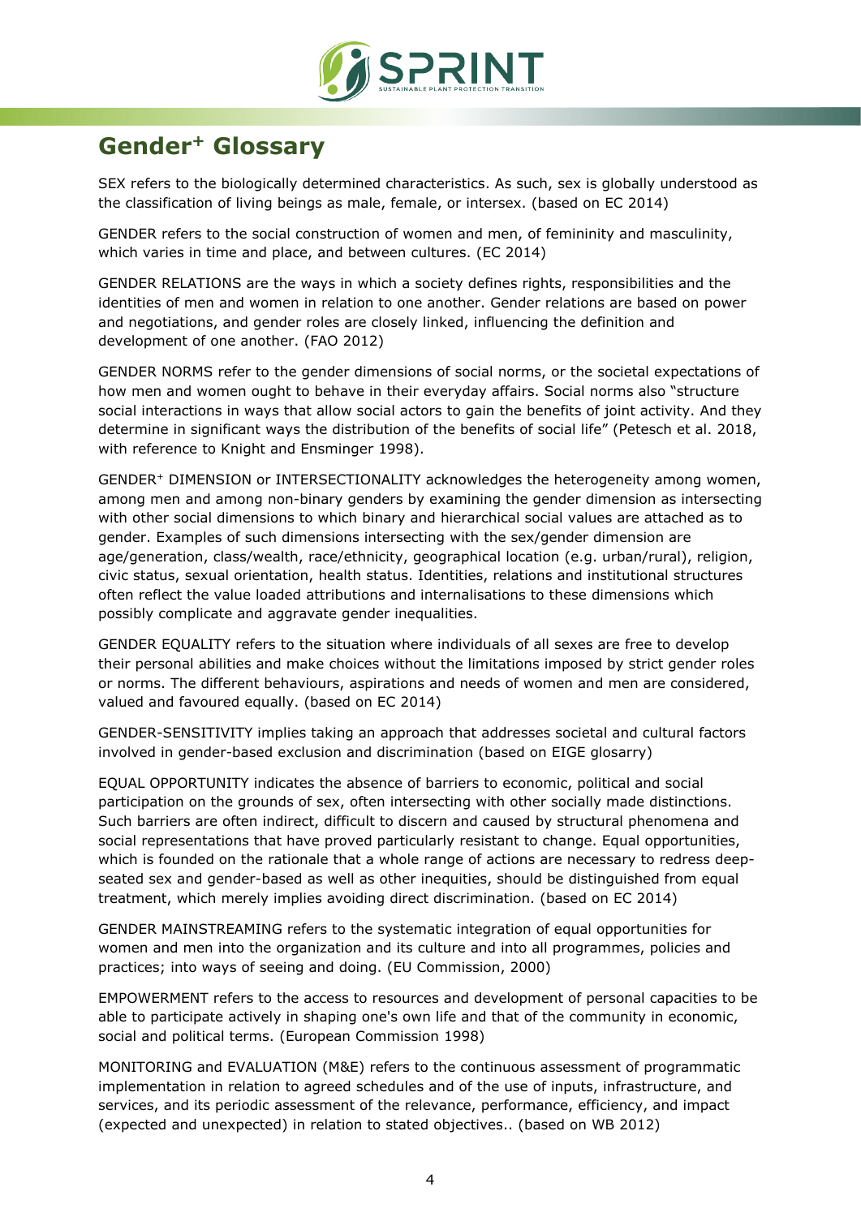# Gender$^{+}$ Glossary

SEX refers to the biologically determined characteristics. As such, sex is globally understood as the classification of living beings as male, female, or intersex. (based on EC 2014)

GENDER refers to the social construction of women and men, of femininity and masculinity, which varies in time and place, and between cultures. (EC 2014)

GENDER RELATIONS are the ways in which a society defines rights, responsibilities and the identities of men and women in relation to one another. Gender relations are based on power and negotiations, and gender roles are closely linked, influencing the definition and development of one another. (FAO 2012)

GENDER NORMS refer to the gender dimensions of social norms, or the societal expectations of how men and women ought to behave in their everyday affairs. Social norms also "structure social interactions in ways that allow social actors to gain the benefits of joint activity. And they determine in significant ways the distribution of the benefits of social life" (Petesch et al. 2018, with reference to Knight and Ensminger 1998).

GENDER$^{+}$ DIMENSION or INTERSECTIONALITY acknowledges the heterogeneity among women, among men and among non-binary genders by examining the gender dimension as intersecting with other social dimensions to which binary and hierarchical social values are attached as to gender. Examples of such dimensions intersecting with the sex/gender dimension are age/generation, class/wealth, race/ethnicity, geographical location (e.g. urban/rural), religion, civic status, sexual orientation, health status. Identities, relations and institutional structures often reflect the value loaded attributions and internalisations to these dimensions which possibly complicate and aggravate gender inequalities.

GENDER EQUALITY refers to the situation where individuals of all sexes are free to develop their personal abilities and make choices without the limitations imposed by strict gender roles or norms. The different behaviours, aspirations and needs of women and men are considered, valued and favoured equally. (based on EC 2014)

GENDER-SENSITIVITY implies taking an approach that addresses societal and cultural factors involved in gender-based exclusion and discrimination (based on EIGE glosarry)

EQUAL OPPORTUNITY indicates the absence of barriers to economic, political and social participation on the grounds of sex, often intersecting with other socially made distinctions. Such barriers are often indirect, difficult to discern and caused by structural phenomena and social representations that have proved particularly resistant to change. Equal opportunities, which is founded on the rationale that a whole range of actions are necessary to redress deep-seated sex and gender-based as well as other inequities, should be distinguished from equal treatment, which merely implies avoiding direct discrimination. (based on EC 2014)

GENDER MAINSTREAMING refers to the systematic integration of equal opportunities for women and men into the organization and its culture and into all programmes, policies and practices; into ways of seeing and doing. (EU Commission, 2000)

EMPOWERMENT refers to the access to resources and development of personal capacities to be able to participate actively in shaping one's own life and that of the community in economic, social and political terms. (European Commission 1998)

MONITORING and EVALUATION (M&E) refers to the continuous assessment of programmatic implementation in relation to agreed schedules and of the use of inputs, infrastructure, and services, and its periodic assessment of the relevance, performance, efficiency, and impact (expected and unexpected) in relation to stated objectives.. (based on WB 2012)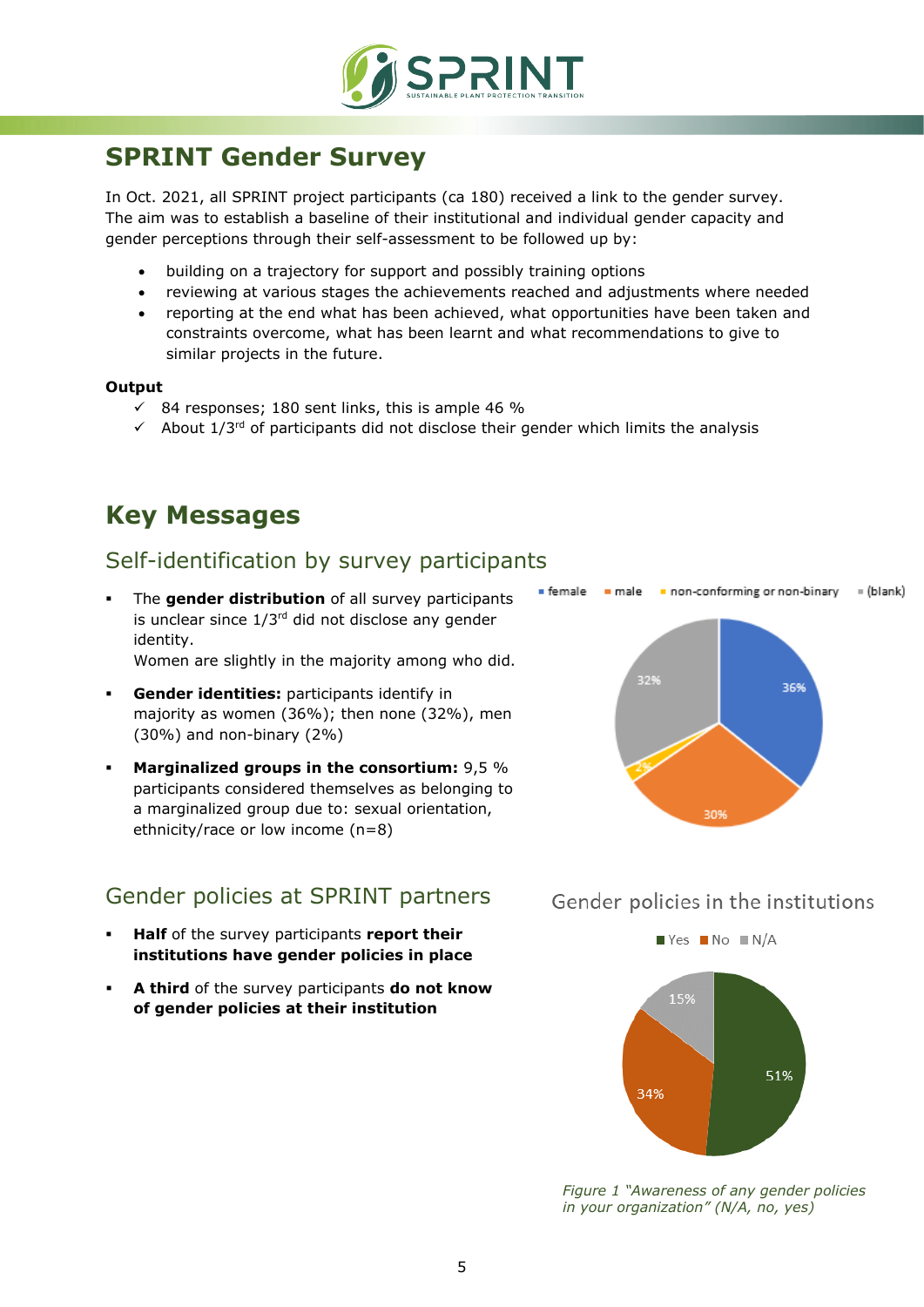# SPRINT Gender Survey

In Oct. 2021, all SPRINT project participants (ca 180) received a link to the gender survey. The aim was to establish a baseline of their institutional and individual gender capacity and gender perceptions through their self-assessment to be followed up by:

- building on a trajectory for support and possibly training options
- reviewing at various stages the achievements reached and adjustments where needed
- reporting at the end what has been achieved, what opportunities have been taken and constraints overcome, what has been learnt and what recommendations to give to similar projects in the future.

**Output**

- ✓ 84 responses; 180 sent links, this is ample 46 %
- ✓ About 1/3rd of participants did not disclose their gender which limits the analysis

# Key Messages

## Self-identification by survey participants

- The **gender distribution** of all survey participants is unclear since 1/3rd did not disclose any gender identity.
  Women are slightly in the majority among who did.
- **Gender identities:** participants identify in majority as women (36%); then none (32%), men (30%) and non-binary (2%)
- **Marginalized groups in the consortium:** 9,5 % participants considered themselves as belonging to a marginalized group due to: sexual orientation, ethnicity/race or low income (n=8)

female · male · non-conforming or non-binary · (blank)

36% · 30% · 2% · 32%

## Gender policies at SPRINT partners

- **Half** of the survey participants **report their institutions have gender policies in place**
- **A third** of the survey participants **do not know of gender policies at their institution**

Gender policies in the institutions

Yes · No · N/A

51% · 34% · 15%

*Figure 1 "Awareness of any gender policies in your organization" (N/A, no, yes)*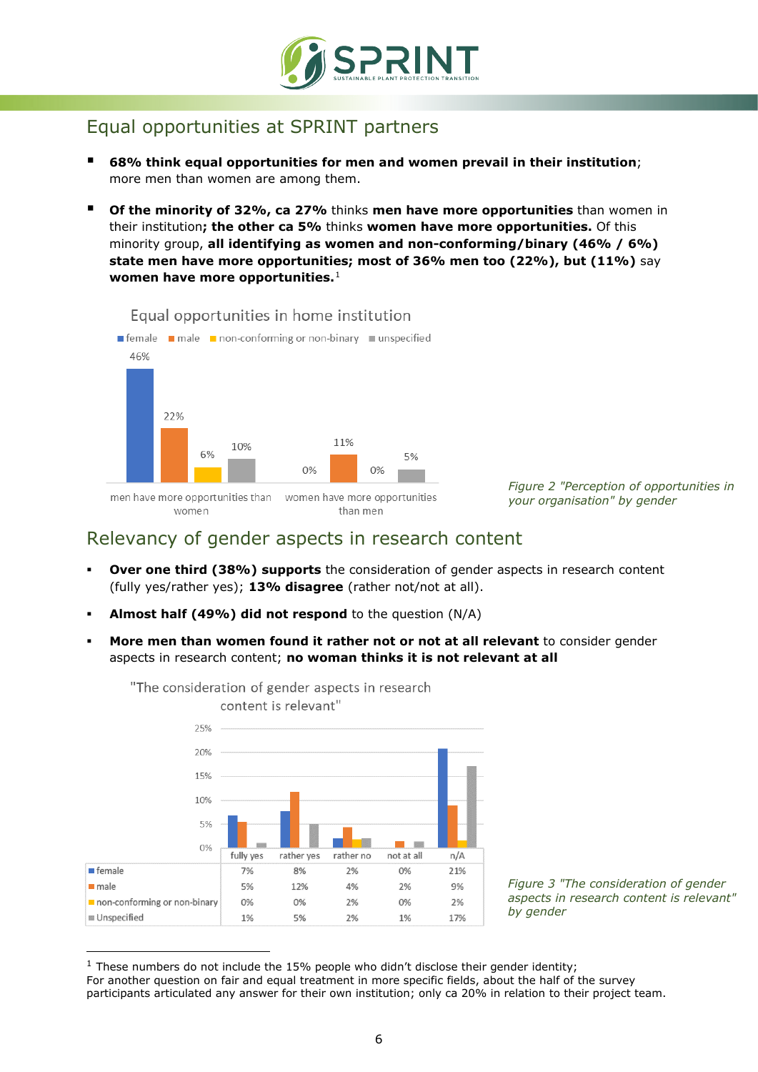## Equal opportunities at SPRINT partners

- **68% think equal opportunities for men and women prevail in their institution**; more men than women are among them.
- **Of the minority of 32%, ca 27%** thinks **men have more opportunities** than women in their institution**; the other ca 5%** thinks **women have more opportunities.** Of this minority group, **all identifying as women and non-conforming/binary (46% / 6%) state men have more opportunities; most of 36% men too (22%), but (11%)** say **women have more opportunities.**[1]

Equal opportunities in home institution

| | female | male | non-conforming or non-binary | unspecified |
|---|---|---|---|---|
| men have more opportunities than women | 46% | 22% | 6% | 10% |
| women have more opportunities than men | 0% | 11% | 0% | 5% |

*Figure 2 "Perception of opportunities in your organisation" by gender*

## Relevancy of gender aspects in research content

- **Over one third (38%) supports** the consideration of gender aspects in research content (fully yes/rather yes); **13% disagree** (rather not/not at all).
- **Almost half (49%) did not respond** to the question (N/A)
- **More men than women found it rather not or not at all relevant** to consider gender aspects in research content; **no woman thinks it is not relevant at all**

"The consideration of gender aspects in research content is relevant"

| | fully yes | rather yes | rather no | not at all | n/A |
|---|---|---|---|---|---|
| female | 7% | 8% | 2% | 0% | 21% |
| male | 5% | 12% | 4% | 2% | 9% |
| non-conforming or non-binary | 0% | 0% | 2% | 0% | 2% |
| Unspecified | 1% | 5% | 2% | 1% | 17% |

*Figure 3 "The consideration of gender aspects in research content is relevant" by gender*

[1] These numbers do not include the 15% people who didn't disclose their gender identity;
For another question on fair and equal treatment in more specific fields, about the half of the survey participants articulated any answer for their own institution; only ca 20% in relation to their project team.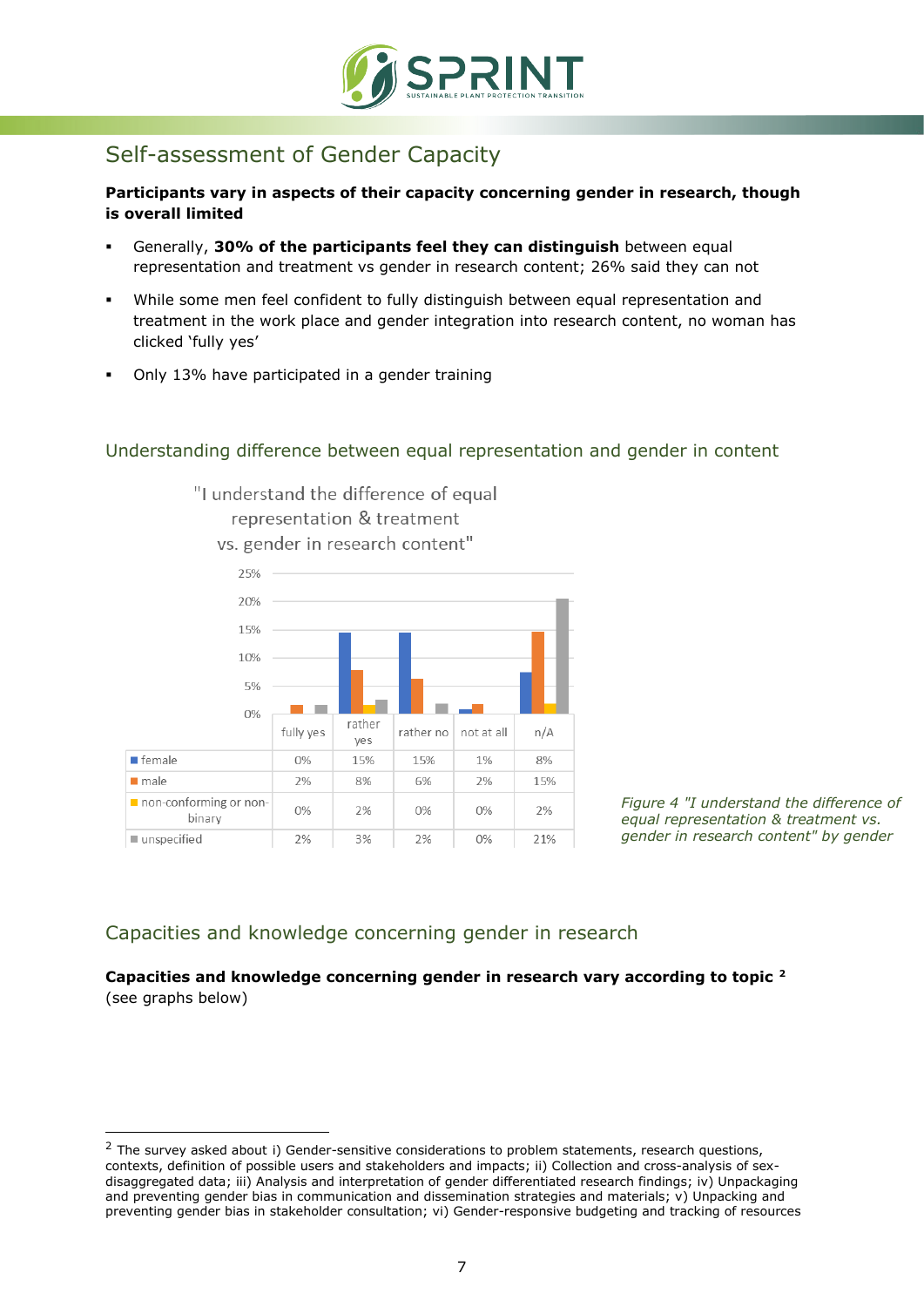## Self-assessment of Gender Capacity

**Participants vary in aspects of their capacity concerning gender in research, though is overall limited**

- Generally, **30% of the participants feel they can distinguish** between equal representation and treatment vs gender in research content; 26% said they can not
- While some men feel confident to fully distinguish between equal representation and treatment in the work place and gender integration into research content, no woman has clicked 'fully yes'
- Only 13% have participated in a gender training

### Understanding difference between equal representation and gender in content

"I understand the difference of equal representation & treatment vs. gender in research content"

| | fully yes | rather yes | rather no | not at all | n/A |
|---|---|---|---|---|---|
| female | 0% | 15% | 15% | 1% | 8% |
| male | 2% | 8% | 6% | 2% | 15% |
| non-conforming or non-binary | 0% | 2% | 0% | 0% | 2% |
| unspecified | 2% | 3% | 2% | 0% | 21% |

*Figure 4 "I understand the difference of equal representation & treatment vs. gender in research content" by gender*

### Capacities and knowledge concerning gender in research

**Capacities and knowledge concerning gender in research vary according to topic** [2] (see graphs below)

[2] The survey asked about i) Gender-sensitive considerations to problem statements, research questions, contexts, definition of possible users and stakeholders and impacts; ii) Collection and cross-analysis of sex-disaggregated data; iii) Analysis and interpretation of gender differentiated research findings; iv) Unpackaging and preventing gender bias in communication and dissemination strategies and materials; v) Unpacking and preventing gender bias in stakeholder consultation; vi) Gender-responsive budgeting and tracking of resources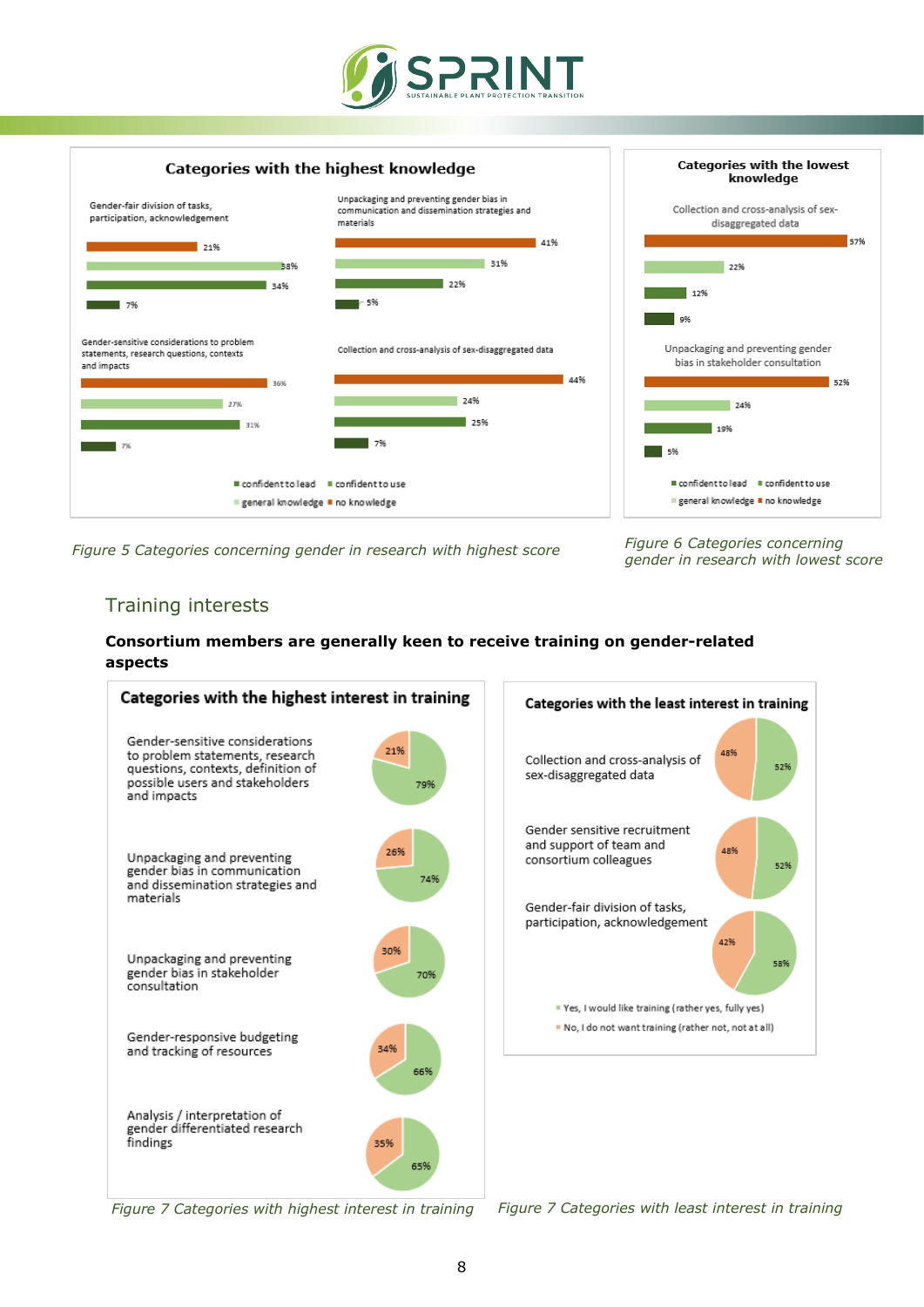Categories with the highest knowledge

| Category | no knowledge | general knowledge | confident to use | confident to lead |
| --- | --- | --- | --- | --- |
| Gender-fair division of tasks, participation, acknowledgement | 21% | 38% | 34% | 7% |
| Unpackaging and preventing gender bias in communication and dissemination strategies and materials | 41% | 31% | 22% | 5% |
| Gender-sensitive considerations to problem statements, research questions, contexts and impacts | 36% | 27% | 31% | 7% |
| Collection and cross-analysis of sex-disaggregated data | 44% | 24% | 25% | 7% |

*Figure 5 Categories concerning gender in research with highest score*

Categories with the lowest knowledge

| Category | no knowledge | general knowledge | confident to use | confident to lead |
| --- | --- | --- | --- | --- |
| Collection and cross-analysis of sex-disaggregated data | 57% | 22% | 12% | 9% |
| Unpackaging and preventing gender bias in stakeholder consultation | 52% | 24% | 19% | 5% |

*Figure 6 Categories concerning gender in research with lowest score*

## Training interests

**Consortium members are generally keen to receive training on gender-related aspects**

Categories with the highest interest in training

| Category | Yes, I would like training (rather yes, fully yes) | No, I do not want training (rather not, not at all) |
| --- | --- | --- |
| Gender-sensitive considerations to problem statements, research questions, contexts, definition of possible users and stakeholders and impacts | 79% | 21% |
| Unpackaging and preventing gender bias in communication and dissemination strategies and materials | 74% | 26% |
| Unpackaging and preventing gender bias in stakeholder consultation | 70% | 30% |
| Gender-responsive budgeting and tracking of resources | 66% | 34% |
| Analysis / interpretation of gender differentiated research findings | 65% | 35% |

*Figure 7 Categories with highest interest in training*

Categories with the least interest in training

| Category | Yes, I would like training (rather yes, fully yes) | No, I do not want training (rather not, not at all) |
| --- | --- | --- |
| Collection and cross-analysis of sex-disaggregated data | 52% | 48% |
| Gender sensitive recruitment and support of team and consortium colleagues | 52% | 48% |
| Gender-fair division of tasks, participation, acknowledgement | 58% | 42% |

*Figure 7 Categories with least interest in training*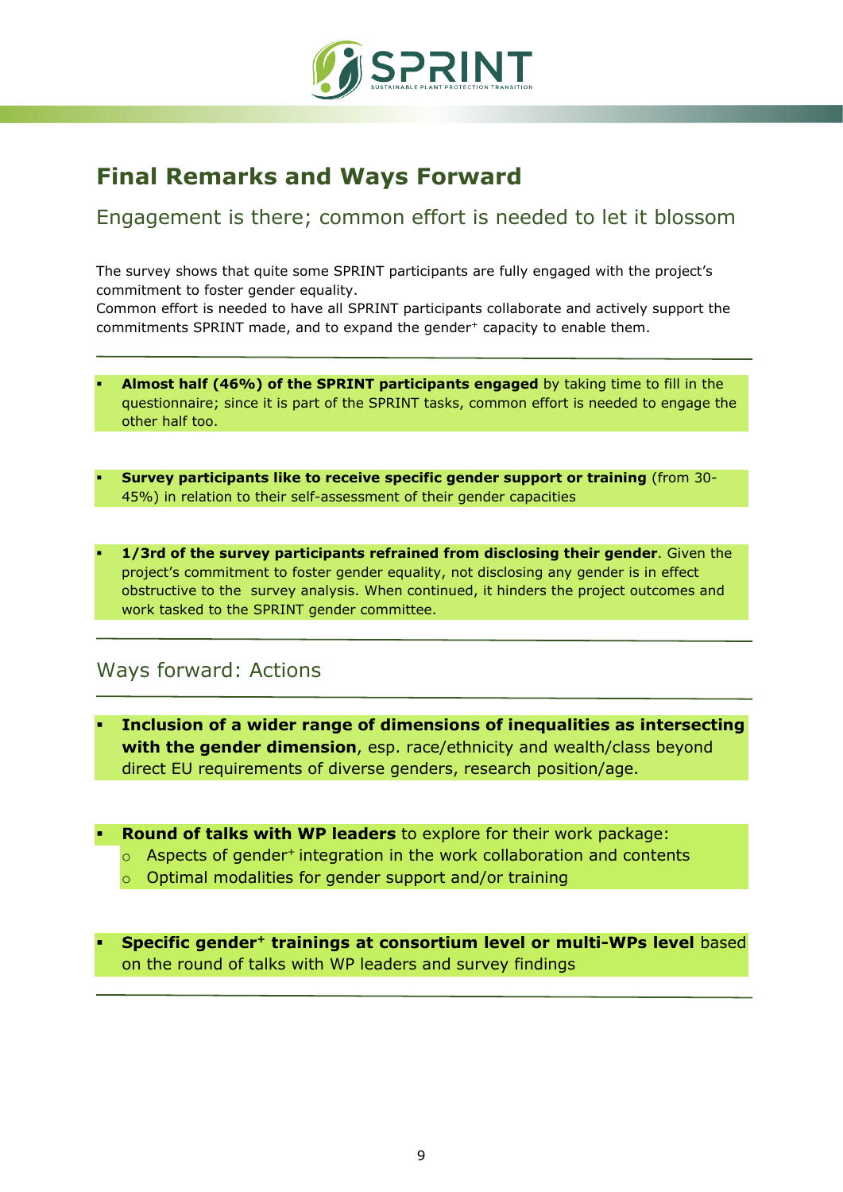## Final Remarks and Ways Forward

### Engagement is there; common effort is needed to let it blossom

The survey shows that quite some SPRINT participants are fully engaged with the project's commitment to foster gender equality.
Common effort is needed to have all SPRINT participants collaborate and actively support the commitments SPRINT made, and to expand the gender⁺ capacity to enable them.

---

- **Almost half (46%) of the SPRINT participants engaged** by taking time to fill in the questionnaire; since it is part of the SPRINT tasks, common effort is needed to engage the other half too.

- **Survey participants like to receive specific gender support or training** (from 30-45%) in relation to their self-assessment of their gender capacities

- **1/3rd of the survey participants refrained from disclosing their gender**. Given the project's commitment to foster gender equality, not disclosing any gender is in effect obstructive to the survey analysis. When continued, it hinders the project outcomes and work tasked to the SPRINT gender committee.

---

### Ways forward: Actions

---

- **Inclusion of a wider range of dimensions of inequalities as intersecting with the gender dimension**, esp. race/ethnicity and wealth/class beyond direct EU requirements of diverse genders, research position/age.

- **Round of talks with WP leaders** to explore for their work package:
  - Aspects of gender⁺ integration in the work collaboration and contents
  - Optimal modalities for gender support and/or training

- **Specific gender⁺ trainings at consortium level or multi-WPs level** based on the round of talks with WP leaders and survey findings

---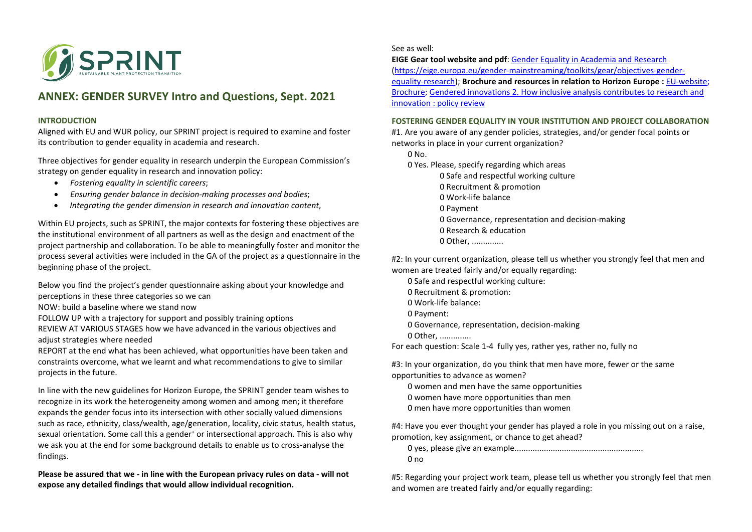# ANNEX: GENDER SURVEY Intro and Questions, Sept. 2021

## INTRODUCTION

Aligned with EU and WUR policy, our SPRINT project is required to examine and foster its contribution to gender equality in academia and research.

Three objectives for gender equality in research underpin the European Commission's strategy on gender equality in research and innovation policy:

- *Fostering equality in scientific careers*;
- *Ensuring gender balance in decision-making processes and bodies*;
- *Integrating the gender dimension in research and innovation content*,

Within EU projects, such as SPRINT, the major contexts for fostering these objectives are the institutional environment of all partners as well as the design and enactment of the project partnership and collaboration. To be able to meaningfully foster and monitor the process several activities were included in the GA of the project as a questionnaire in the beginning phase of the project.

Below you find the project's gender questionnaire asking about your knowledge and perceptions in these three categories so we can

NOW: build a baseline where we stand now

FOLLOW UP with a trajectory for support and possibly training options

REVIEW AT VARIOUS STAGES how we have advanced in the various objectives and adjust strategies where needed

REPORT at the end what has been achieved, what opportunities have been taken and constraints overcome, what we learnt and what recommendations to give to similar projects in the future.

In line with the new guidelines for Horizon Europe, the SPRINT gender team wishes to recognize in its work the heterogeneity among women and among men; it therefore expands the gender focus into its intersection with other socially valued dimensions such as race, ethnicity, class/wealth, age/generation, locality, civic status, health status, sexual orientation. Some call this a gender⁺ or intersectional approach. This is also why we ask you at the end for some background details to enable us to cross-analyse the findings.

**Please be assured that we - in line with the European privacy rules on data - will not expose any detailed findings that would allow individual recognition.**

See as well:

**EIGE Gear tool website and pdf**: Gender Equality in Academia and Research (https://eige.europa.eu/gender-mainstreaming/toolkits/gear/objectives-gender-equality-research); **Brochure and resources in relation to Horizon Europe :** EU-website; Brochure; Gendered innovations 2. How inclusive analysis contributes to research and innovation : policy review

## FOSTERING GENDER EQUALITY IN YOUR INSTITUTION AND PROJECT COLLABORATION

#1. Are you aware of any gender policies, strategies, and/or gender focal points or networks in place in your current organization?

0 No.

0 Yes. Please, specify regarding which areas

- 0 Safe and respectful working culture
- 0 Recruitment & promotion
- 0 Work-life balance
- 0 Payment
- 0 Governance, representation and decision-making
- 0 Research & education
- 0 Other, ..............

#2: In your current organization, please tell us whether you strongly feel that men and women are treated fairly and/or equally regarding:

0 Safe and respectful working culture:

0 Recruitment & promotion:

0 Work-life balance:

0 Payment:

0 Governance, representation, decision-making

0 Other, ..............

For each question: Scale 1-4 fully yes, rather yes, rather no, fully no

#3: In your organization, do you think that men have more, fewer or the same opportunities to advance as women?

0 women and men have the same opportunities

0 women have more opportunities than men

0 men have more opportunities than women

#4: Have you ever thought your gender has played a role in you missing out on a raise, promotion, key assignment, or chance to get ahead?

0 yes, please give an example........................................................

0 no

#5: Regarding your project work team, please tell us whether you strongly feel that men and women are treated fairly and/or equally regarding: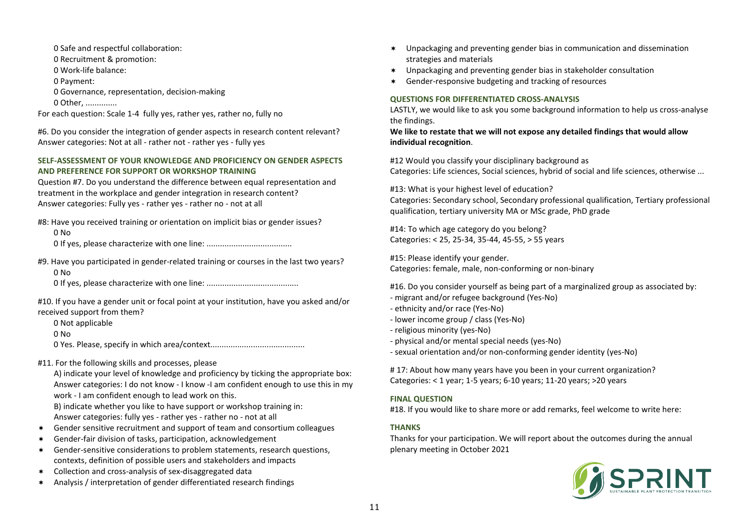0 Safe and respectful collaboration:
0 Recruitment & promotion:
0 Work-life balance:
0 Payment:
0 Governance, representation, decision-making
0 Other, ..............

For each question: Scale 1-4 fully yes, rather yes, rather no, fully no

#6. Do you consider the integration of gender aspects in research content relevant?
Answer categories: Not at all - rather not - rather yes - fully yes

### SELF-ASSESSMENT OF YOUR KNOWLEDGE AND PROFICIENCY ON GENDER ASPECTS AND PREFERENCE FOR SUPPORT OR WORKSHOP TRAINING

Question #7. Do you understand the difference between equal representation and treatment in the workplace and gender integration in research content?
Answer categories: Fully yes - rather yes - rather no - not at all

#8: Have you received training or orientation on implicit bias or gender issues?
0 No
0 If yes, please characterize with one line: ......................................

#9. Have you participated in gender-related training or courses in the last two years?
0 No
0 If yes, please characterize with one line: .........................................

#10. If you have a gender unit or focal point at your institution, have you asked and/or received support from them?
0 Not applicable
0 No
0 Yes. Please, specify in which area/context..........................................

#11. For the following skills and processes, please
A) indicate your level of knowledge and proficiency by ticking the appropriate box:
Answer categories: I do not know - I know -I am confident enough to use this in my work - I am confident enough to lead work on this.
B) indicate whether you like to have support or workshop training in:
Answer categories: fully yes - rather yes - rather no - not at all

* Gender sensitive recruitment and support of team and consortium colleagues
* Gender-fair division of tasks, participation, acknowledgement
* Gender-sensitive considerations to problem statements, research questions, contexts, definition of possible users and stakeholders and impacts
* Collection and cross-analysis of sex-disaggregated data
* Analysis / interpretation of gender differentiated research findings
* Unpackaging and preventing gender bias in communication and dissemination strategies and materials
* Unpackaging and preventing gender bias in stakeholder consultation
* Gender-responsive budgeting and tracking of resources

### QUESTIONS FOR DIFFERENTIATED CROSS-ANALYSIS

LASTLY, we would like to ask you some background information to help us cross-analyse the findings.
**We like to restate that we will not expose any detailed findings that would allow individual recognition**.

#12 Would you classify your disciplinary background as
Categories: Life sciences, Social sciences, hybrid of social and life sciences, otherwise ...

#13: What is your highest level of education?
Categories: Secondary school, Secondary professional qualification, Tertiary professional qualification, tertiary university MA or MSc grade, PhD grade

#14: To which age category do you belong?
Categories: < 25, 25-34, 35-44, 45-55, > 55 years

#15: Please identify your gender.
Categories: female, male, non-conforming or non-binary

#16. Do you consider yourself as being part of a marginalized group as associated by:
- migrant and/or refugee background (Yes-No)
- ethnicity and/or race (Yes-No)
- lower income group / class (Yes-No)
- religious minority (yes-No)
- physical and/or mental special needs (yes-No)
- sexual orientation and/or non-conforming gender identity (yes-No)

# 17: About how many years have you been in your current organization?
Categories: < 1 year; 1-5 years; 6-10 years; 11-20 years; >20 years

### FINAL QUESTION

#18. If you would like to share more or add remarks, feel welcome to write here:

### THANKS

Thanks for your participation. We will report about the outcomes during the annual plenary meeting in October 2021

SPRINT
SUSTAINABLE PLANT PROTECTION TRANSITION